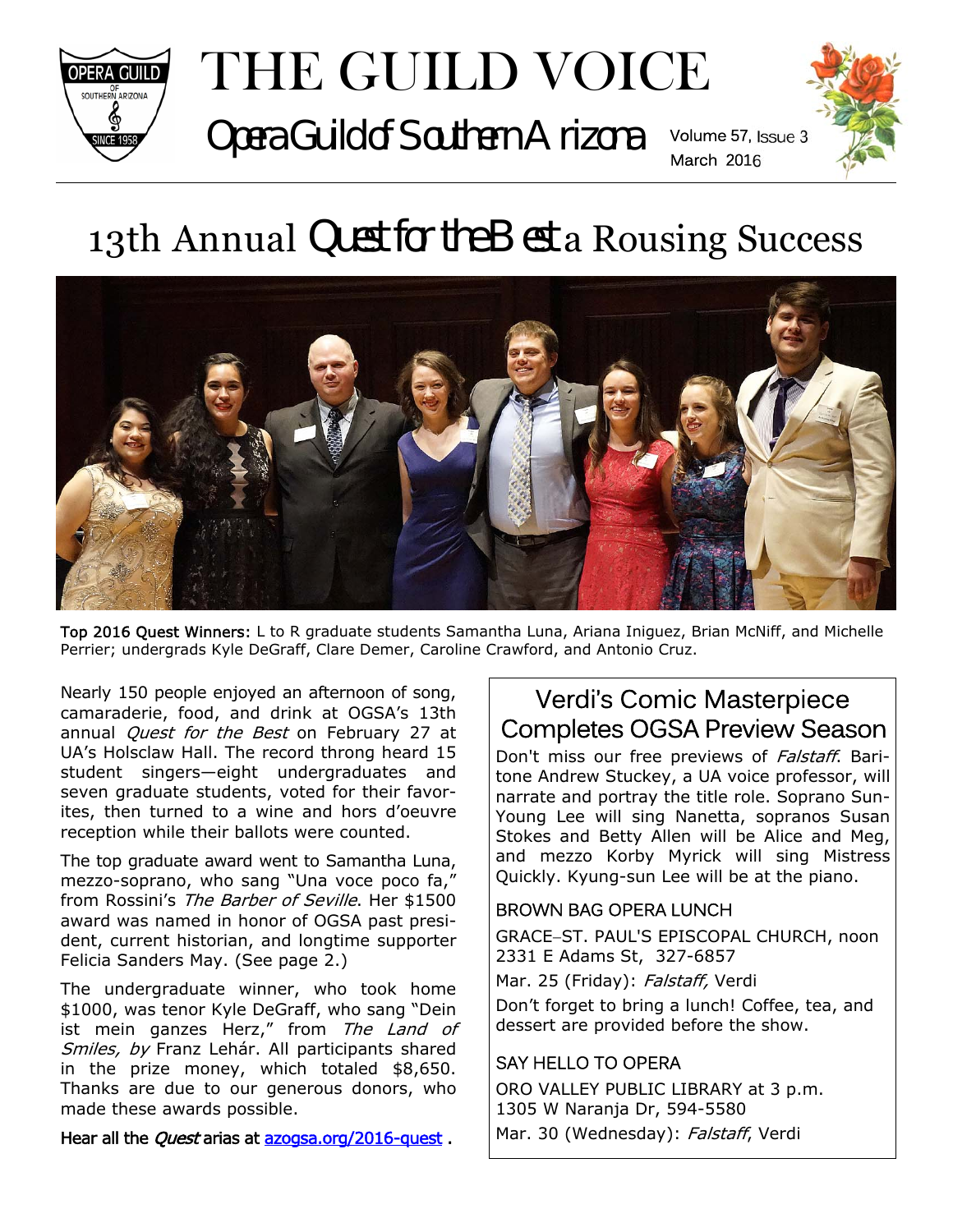# THE GUILD VOICE

## Opera Guild of Southern Arizona

Volume 57, Issue 3
March 2016

# 13th Annual *Quest for the Best* a Rousing Success

**Top 2016 Quest Winners:** L to R graduate students Samantha Luna, Ariana Iniguez, Brian McNiff, and Michelle Perrier; undergrads Kyle DeGraff, Clare Demer, Caroline Crawford, and Antonio Cruz.

Nearly 150 people enjoyed an afternoon of song, camaraderie, food, and drink at OGSA's 13th annual *Quest for the Best* on February 27 at UA's Holsclaw Hall. The record throng heard 15 student singers—eight undergraduates and seven graduate students, voted for their favorites, then turned to a wine and hors d'oeuvre reception while their ballots were counted.

The top graduate award went to Samantha Luna, mezzo-soprano, who sang "Una voce poco fa," from Rossini's *The Barber of Seville*. Her $1500 award was named in honor of OGSA past president, current historian, and longtime supporter Felicia Sanders May. (See page 2.)

The undergraduate winner, who took home $1000, was tenor Kyle DeGraff, who sang "Dein ist mein ganzes Herz," from *The Land of Smiles, by* Franz Lehár. All participants shared in the prize money, which totaled $8,650. Thanks are due to our generous donors, who made these awards possible.

Hear all the *Quest* arias at azogsa.org/2016-quest .

## Verdi's Comic Masterpiece Completes OGSA Preview Season

Don't miss our free previews of *Falstaff*. Baritone Andrew Stuckey, a UA voice professor, will narrate and portray the title role. Soprano Sun-Young Lee will sing Nanetta, sopranos Susan Stokes and Betty Allen will be Alice and Meg, and mezzo Korby Myrick will sing Mistress Quickly. Kyung-sun Lee will be at the piano.

### BROWN BAG OPERA LUNCH

GRACE–ST. PAUL'S EPISCOPAL CHURCH, noon
2331 E Adams St, 327-6857

Mar. 25 (Friday): *Falstaff,* Verdi

Don't forget to bring a lunch! Coffee, tea, and dessert are provided before the show.

### SAY HELLO TO OPERA

ORO VALLEY PUBLIC LIBRARY at 3 p.m.
1305 W Naranja Dr, 594-5580

Mar. 30 (Wednesday): *Falstaff*, Verdi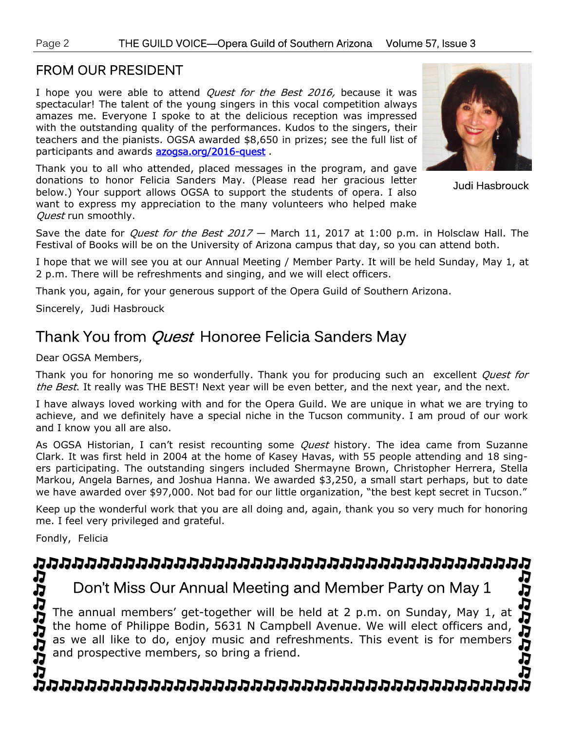## FROM OUR PRESIDENT

I hope you were able to attend *Quest for the Best 2016,* because it was spectacular! The talent of the young singers in this vocal competition always amazes me. Everyone I spoke to at the delicious reception was impressed with the outstanding quality of the performances. Kudos to the singers, their teachers and the pianists. OGSA awarded $8,650 in prizes; see the full list of participants and awards azogsa.org/2016-quest .

Thank you to all who attended, placed messages in the program, and gave donations to honor Felicia Sanders May. (Please read her gracious letter below.) Your support allows OGSA to support the students of opera. I also want to express my appreciation to the many volunteers who helped make *Quest* run smoothly.

Judi Hasbrouck

Save the date for *Quest for the Best 2017* — March 11, 2017 at 1:00 p.m. in Holsclaw Hall. The Festival of Books will be on the University of Arizona campus that day, so you can attend both.

I hope that we will see you at our Annual Meeting / Member Party. It will be held Sunday, May 1, at 2 p.m. There will be refreshments and singing, and we will elect officers.

Thank you, again, for your generous support of the Opera Guild of Southern Arizona.

Sincerely, Judi Hasbrouck

## Thank You from *Quest* Honoree Felicia Sanders May

Dear OGSA Members,

Thank you for honoring me so wonderfully. Thank you for producing such an excellent *Quest for the Best*. It really was THE BEST! Next year will be even better, and the next year, and the next.

I have always loved working with and for the Opera Guild. We are unique in what we are trying to achieve, and we definitely have a special niche in the Tucson community. I am proud of our work and I know you all are also.

As OGSA Historian, I can't resist recounting some *Quest* history. The idea came from Suzanne Clark. It was first held in 2004 at the home of Kasey Havas, with 55 people attending and 18 singers participating. The outstanding singers included Shermayne Brown, Christopher Herrera, Stella Markou, Angela Barnes, and Joshua Hanna. We awarded $3,250, a small start perhaps, but to date we have awarded over $97,000. Not bad for our little organization, "the best kept secret in Tucson."

Keep up the wonderful work that you are all doing and, again, thank you so very much for honoring me. I feel very privileged and grateful.

Fondly, Felicia

## Don't Miss Our Annual Meeting and Member Party on May 1

The annual members' get-together will be held at 2 p.m. on Sunday, May 1, at the home of Philippe Bodin, 5631 N Campbell Avenue. We will elect officers and, as we all like to do, enjoy music and refreshments. This event is for members and prospective members, so bring a friend.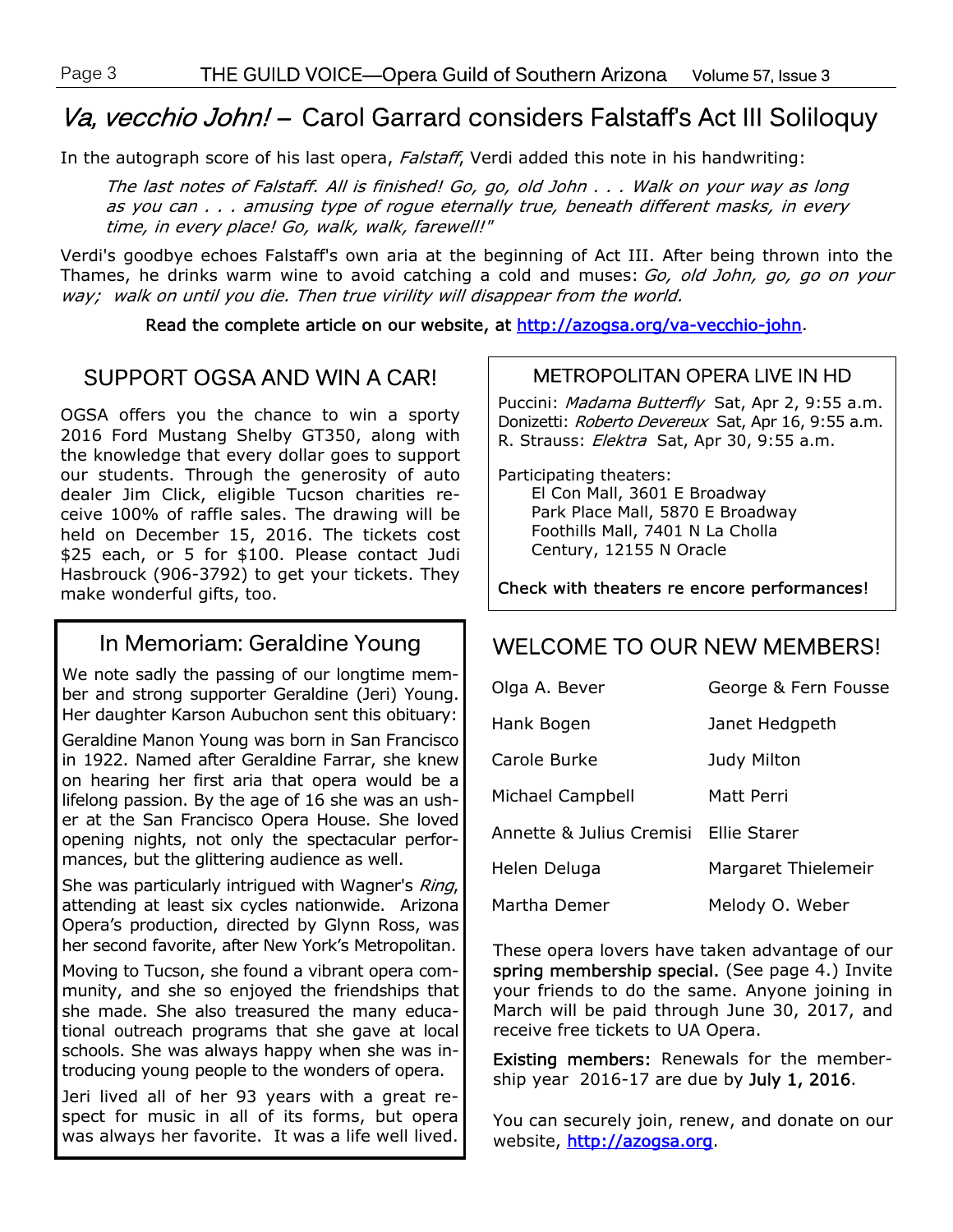# *Va, vecchio John!* – Carol Garrard considers Falstaff's Act III Soliloquy

In the autograph score of his last opera, *Falstaff*, Verdi added this note in his handwriting:

> *The last notes of Falstaff. All is finished! Go, go, old John . . . Walk on your way as long as you can . . . amusing type of rogue eternally true, beneath different masks, in every time, in every place! Go, walk, walk, farewell!"*

Verdi's goodbye echoes Falstaff's own aria at the beginning of Act III. After being thrown into the Thames, he drinks warm wine to avoid catching a cold and muses: *Go, old John, go, go on your way; walk on until you die. Then true virility will disappear from the world.*

**Read the complete article on our website, at http://azogsa.org/va-vecchio-john.**

## SUPPORT OGSA AND WIN A CAR!

OGSA offers you the chance to win a sporty 2016 Ford Mustang Shelby GT350, along with the knowledge that every dollar goes to support our students. Through the generosity of auto dealer Jim Click, eligible Tucson charities receive 100% of raffle sales. The drawing will be held on December 15, 2016. The tickets cost $25 each, or 5 for $100. Please contact Judi Hasbrouck (906-3792) to get your tickets. They make wonderful gifts, too.

## In Memoriam: Geraldine Young

We note sadly the passing of our longtime member and strong supporter Geraldine (Jeri) Young. Her daughter Karson Aubuchon sent this obituary:

Geraldine Manon Young was born in San Francisco in 1922. Named after Geraldine Farrar, she knew on hearing her first aria that opera would be a lifelong passion. By the age of 16 she was an usher at the San Francisco Opera House. She loved opening nights, not only the spectacular performances, but the glittering audience as well.

She was particularly intrigued with Wagner's *Ring*, attending at least six cycles nationwide. Arizona Opera's production, directed by Glynn Ross, was her second favorite, after New York's Metropolitan.

Moving to Tucson, she found a vibrant opera community, and she so enjoyed the friendships that she made. She also treasured the many educational outreach programs that she gave at local schools. She was always happy when she was introducing young people to the wonders of opera.

Jeri lived all of her 93 years with a great respect for music in all of its forms, but opera was always her favorite. It was a life well lived.

## METROPOLITAN OPERA LIVE IN HD

Puccini: *Madama Butterfly* Sat, Apr 2, 9:55 a.m.
Donizetti: *Roberto Devereux* Sat, Apr 16, 9:55 a.m.
R. Strauss: *Elektra* Sat, Apr 30, 9:55 a.m.

Participating theaters:
- El Con Mall, 3601 E Broadway
- Park Place Mall, 5870 E Broadway
- Foothills Mall, 7401 N La Cholla
- Century, 12155 N Oracle

**Check with theaters re encore performances!**

## WELCOME TO OUR NEW MEMBERS!

| | |
|---|---|
| Olga A. Bever | George & Fern Fousse |
| Hank Bogen | Janet Hedgpeth |
| Carole Burke | Judy Milton |
| Michael Campbell | Matt Perri |
| Annette & Julius Cremisi | Ellie Starer |
| Helen Deluga | Margaret Thielemeir |
| Martha Demer | Melody O. Weber |

These opera lovers have taken advantage of our **spring membership special.** (See page 4.) Invite your friends to do the same. Anyone joining in March will be paid through June 30, 2017, and receive free tickets to UA Opera.

**Existing members:** Renewals for the membership year 2016-17 are due by **July 1, 2016**.

You can securely join, renew, and donate on our website, http://azogsa.org.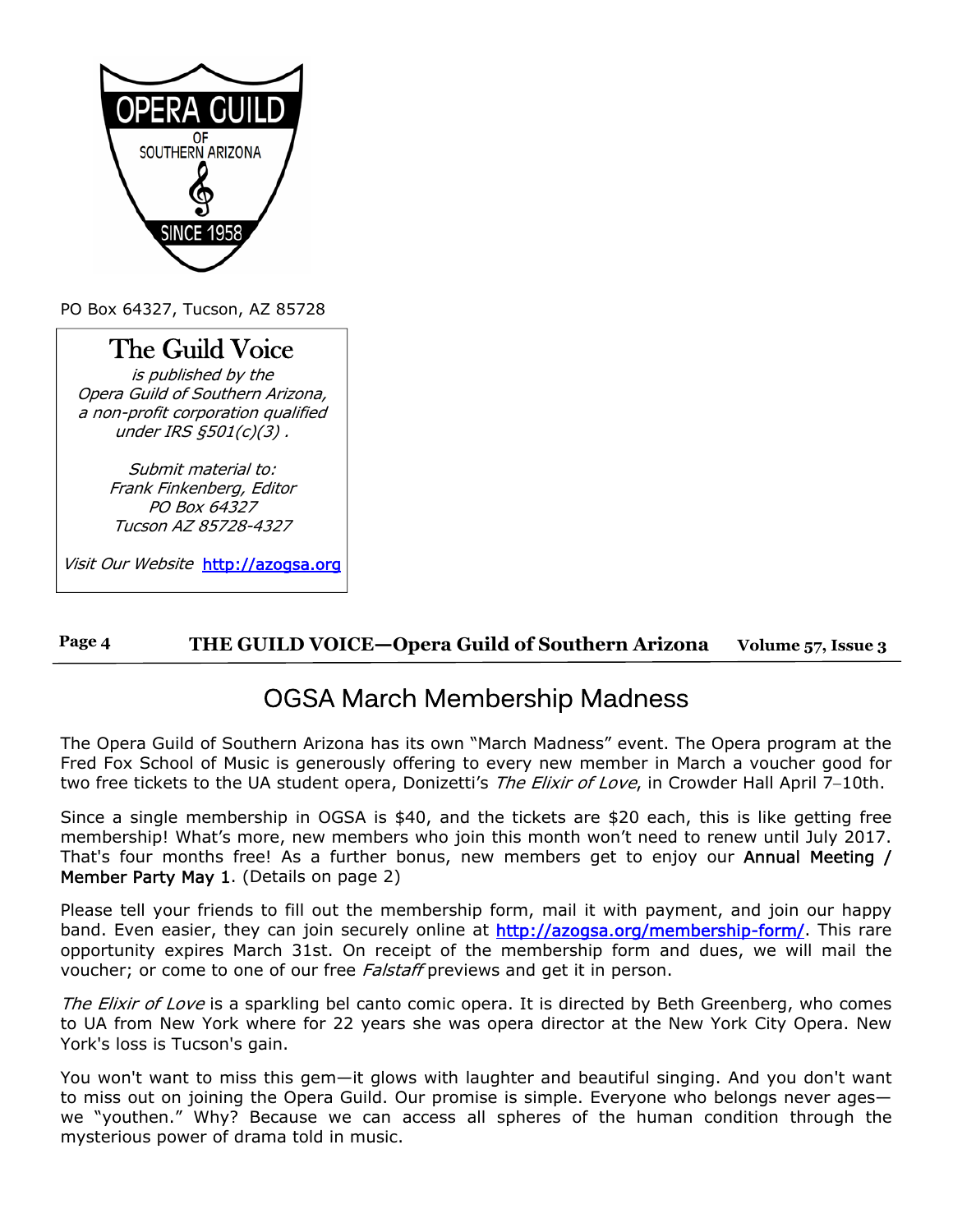OPERA GUILD OF SOUTHERN ARIZONA SINCE 1958

PO Box 64327, Tucson, AZ 85728

**The Guild Voice**

*is published by the Opera Guild of Southern Arizona, a non-profit corporation qualified under IRS §501(c)(3) .*

*Submit material to:*
*Frank Finkenberg, Editor*
*PO Box 64327*
*Tucson AZ 85728-4327*

*Visit Our Website* http://azogsa.org

# OGSA March Membership Madness

The Opera Guild of Southern Arizona has its own "March Madness" event. The Opera program at the Fred Fox School of Music is generously offering to every new member in March a voucher good for two free tickets to the UA student opera, Donizetti's *The Elixir of Love*, in Crowder Hall April 7–10th.

Since a single membership in OGSA is $40, and the tickets are $20 each, this is like getting free membership! What's more, new members who join this month won't need to renew until July 2017. That's four months free! As a further bonus, new members get to enjoy our Annual Meeting / Member Party May 1. (Details on page 2)

Please tell your friends to fill out the membership form, mail it with payment, and join our happy band. Even easier, they can join securely online at http://azogsa.org/membership-form/. This rare opportunity expires March 31st. On receipt of the membership form and dues, we will mail the voucher; or come to one of our free *Falstaff* previews and get it in person.

*The Elixir of Love* is a sparkling bel canto comic opera. It is directed by Beth Greenberg, who comes to UA from New York where for 22 years she was opera director at the New York City Opera. New York's loss is Tucson's gain.

You won't want to miss this gem—it glows with laughter and beautiful singing. And you don't want to miss out on joining the Opera Guild. Our promise is simple. Everyone who belongs never ages—we "youthen." Why? Because we can access all spheres of the human condition through the mysterious power of drama told in music.